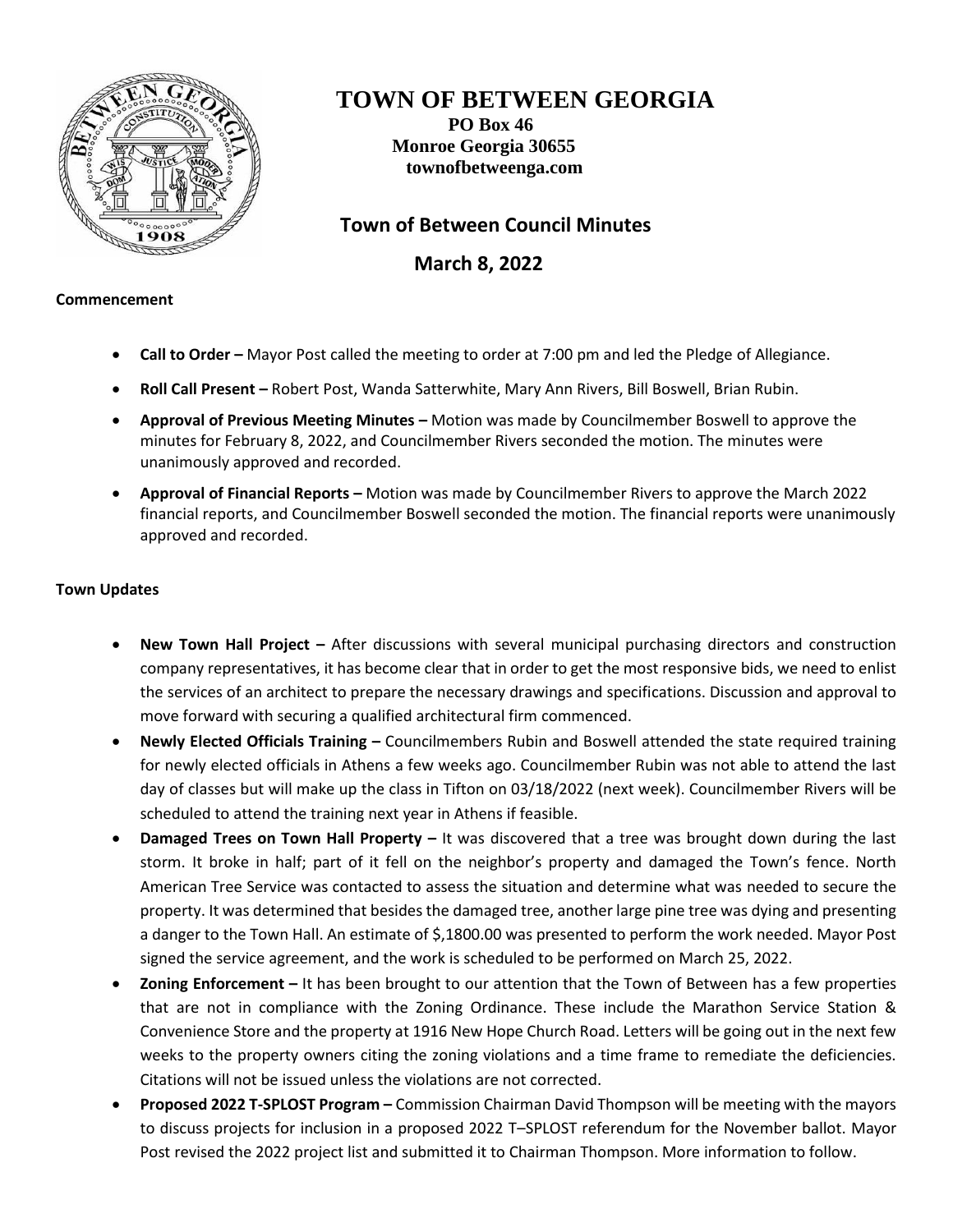# TOWN OF BETWEEN GEORGIA

**PO Box 46**
**Monroe Georgia 30655**
**townofbetweenga.com**

## Town of Between Council Minutes

## March 8, 2022

**Commencement**

- **Call to Order –** Mayor Post called the meeting to order at 7:00 pm and led the Pledge of Allegiance.
- **Roll Call Present –** Robert Post, Wanda Satterwhite, Mary Ann Rivers, Bill Boswell, Brian Rubin.
- **Approval of Previous Meeting Minutes –** Motion was made by Councilmember Boswell to approve the minutes for February 8, 2022, and Councilmember Rivers seconded the motion. The minutes were unanimously approved and recorded.
- **Approval of Financial Reports –** Motion was made by Councilmember Rivers to approve the March 2022 financial reports, and Councilmember Boswell seconded the motion. The financial reports were unanimously approved and recorded.

**Town Updates**

- **New Town Hall Project –** After discussions with several municipal purchasing directors and construction company representatives, it has become clear that in order to get the most responsive bids, we need to enlist the services of an architect to prepare the necessary drawings and specifications. Discussion and approval to move forward with securing a qualified architectural firm commenced.
- **Newly Elected Officials Training –** Councilmembers Rubin and Boswell attended the state required training for newly elected officials in Athens a few weeks ago. Councilmember Rubin was not able to attend the last day of classes but will make up the class in Tifton on 03/18/2022 (next week). Councilmember Rivers will be scheduled to attend the training next year in Athens if feasible.
- **Damaged Trees on Town Hall Property –** It was discovered that a tree was brought down during the last storm. It broke in half; part of it fell on the neighbor's property and damaged the Town's fence. North American Tree Service was contacted to assess the situation and determine what was needed to secure the property. It was determined that besides the damaged tree, another large pine tree was dying and presenting a danger to the Town Hall. An estimate of $,1800.00 was presented to perform the work needed. Mayor Post signed the service agreement, and the work is scheduled to be performed on March 25, 2022.
- **Zoning Enforcement –** It has been brought to our attention that the Town of Between has a few properties that are not in compliance with the Zoning Ordinance. These include the Marathon Service Station & Convenience Store and the property at 1916 New Hope Church Road. Letters will be going out in the next few weeks to the property owners citing the zoning violations and a time frame to remediate the deficiencies. Citations will not be issued unless the violations are not corrected.
- **Proposed 2022 T-SPLOST Program –** Commission Chairman David Thompson will be meeting with the mayors to discuss projects for inclusion in a proposed 2022 T–SPLOST referendum for the November ballot. Mayor Post revised the 2022 project list and submitted it to Chairman Thompson. More information to follow.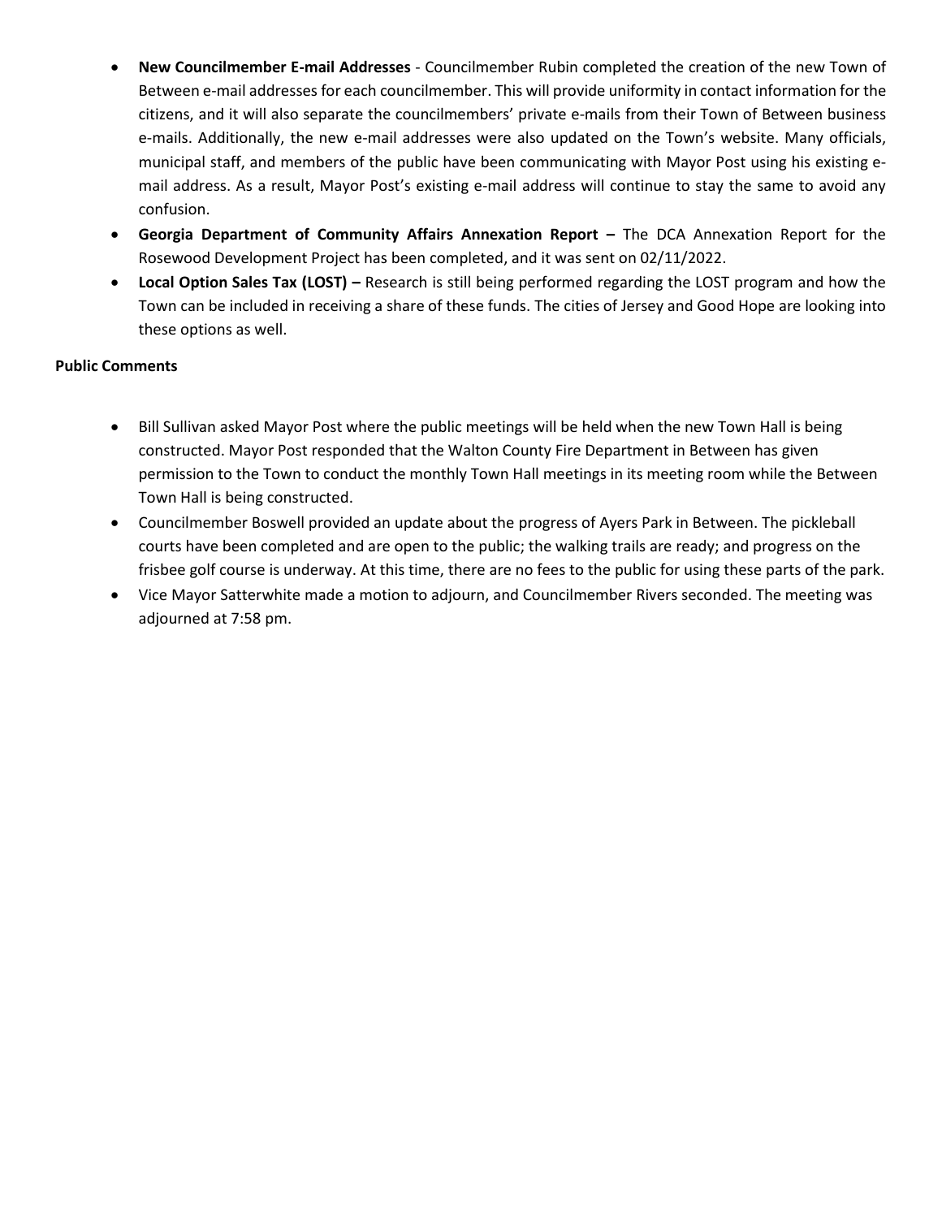- **New Councilmember E-mail Addresses** - Councilmember Rubin completed the creation of the new Town of Between e-mail addresses for each councilmember. This will provide uniformity in contact information for the citizens, and it will also separate the councilmembers' private e-mails from their Town of Between business e-mails. Additionally, the new e-mail addresses were also updated on the Town's website. Many officials, municipal staff, and members of the public have been communicating with Mayor Post using his existing e-mail address. As a result, Mayor Post's existing e-mail address will continue to stay the same to avoid any confusion.
- **Georgia Department of Community Affairs Annexation Report –** The DCA Annexation Report for the Rosewood Development Project has been completed, and it was sent on 02/11/2022.
- **Local Option Sales Tax (LOST) –** Research is still being performed regarding the LOST program and how the Town can be included in receiving a share of these funds. The cities of Jersey and Good Hope are looking into these options as well.

**Public Comments**

- Bill Sullivan asked Mayor Post where the public meetings will be held when the new Town Hall is being constructed. Mayor Post responded that the Walton County Fire Department in Between has given permission to the Town to conduct the monthly Town Hall meetings in its meeting room while the Between Town Hall is being constructed.
- Councilmember Boswell provided an update about the progress of Ayers Park in Between. The pickleball courts have been completed and are open to the public; the walking trails are ready; and progress on the frisbee golf course is underway. At this time, there are no fees to the public for using these parts of the park.
- Vice Mayor Satterwhite made a motion to adjourn, and Councilmember Rivers seconded. The meeting was adjourned at 7:58 pm.